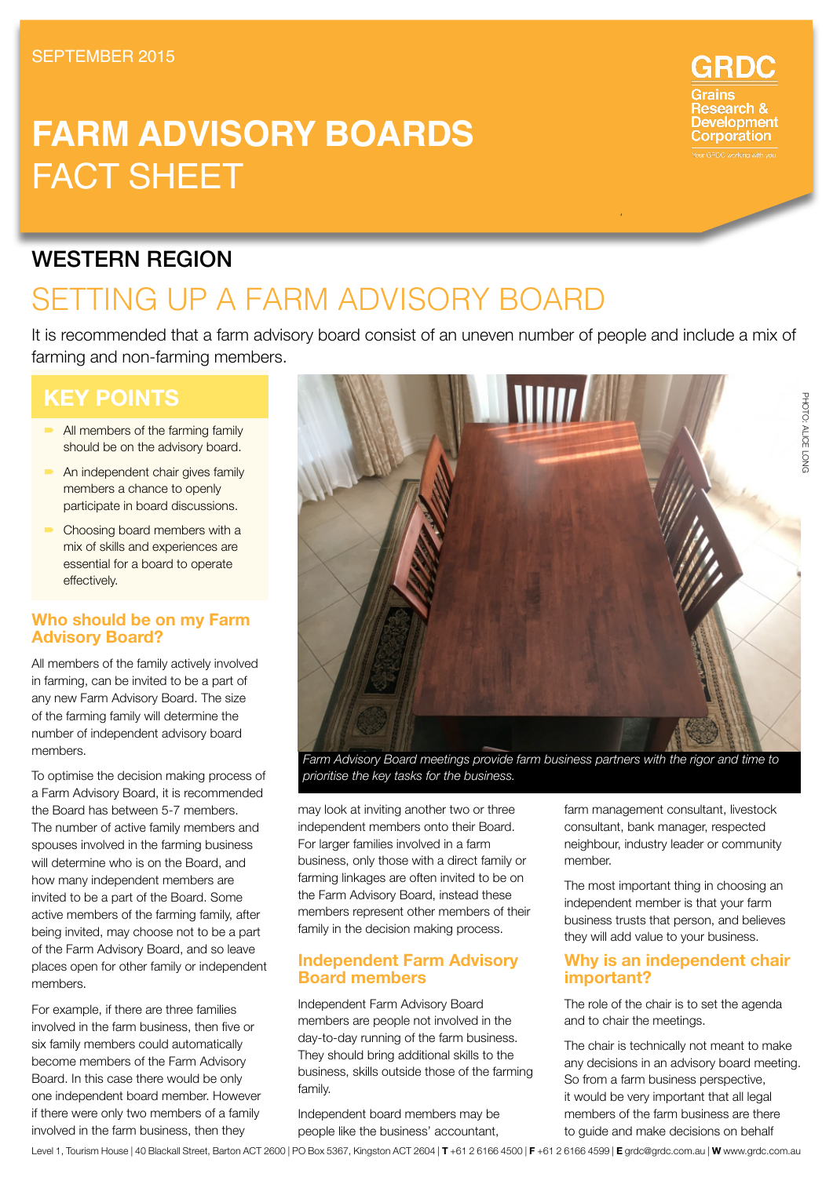SEPTEMBER 2015

# FARM ADVISORY BOARDS FACT SHEET

GRDC Grains Research & Development Corporation

## WESTERN REGION

## SETTING UP A FARM ADVISORY BOARD

It is recommended that a farm advisory board consist of an uneven number of people and include a mix of farming and non-farming members.

### KEY POINTS

- All members of the farming family should be on the advisory board.
- An independent chair gives family members a chance to openly participate in board discussions.
- Choosing board members with a mix of skills and experiences are essential for a board to operate effectively.

PHOTO: ALICE LONG

*Farm Advisory Board meetings provide farm business partners with the rigor and time to prioritise the key tasks for the business.*

### Who should be on my Farm Advisory Board?

All members of the family actively involved in farming, can be invited to be a part of any new Farm Advisory Board. The size of the farming family will determine the number of independent advisory board members.

To optimise the decision making process of a Farm Advisory Board, it is recommended the Board has between 5-7 members. The number of active family members and spouses involved in the farming business will determine who is on the Board, and how many independent members are invited to be a part of the Board. Some active members of the farming family, after being invited, may choose not to be a part of the Farm Advisory Board, and so leave places open for other family or independent members.

For example, if there are three families involved in the farm business, then five or six family members could automatically become members of the Farm Advisory Board. In this case there would be only one independent board member. However if there were only two members of a family involved in the farm business, then they may look at inviting another two or three independent members onto their Board. For larger families involved in a farm business, only those with a direct family or farming linkages are often invited to be on the Farm Advisory Board, instead these members represent other members of their family in the decision making process.

### Independent Farm Advisory Board members

Independent Farm Advisory Board members are people not involved in the day-to-day running of the farm business. They should bring additional skills to the business, skills outside those of the farming family.

Independent board members may be people like the business' accountant, farm management consultant, livestock consultant, bank manager, respected neighbour, industry leader or community member.

The most important thing in choosing an independent member is that your farm business trusts that person, and believes they will add value to your business.

### Why is an independent chair important?

The role of the chair is to set the agenda and to chair the meetings.

The chair is technically not meant to make any decisions in an advisory board meeting. So from a farm business perspective, it would be very important that all legal members of the farm business are there to guide and make decisions on behalf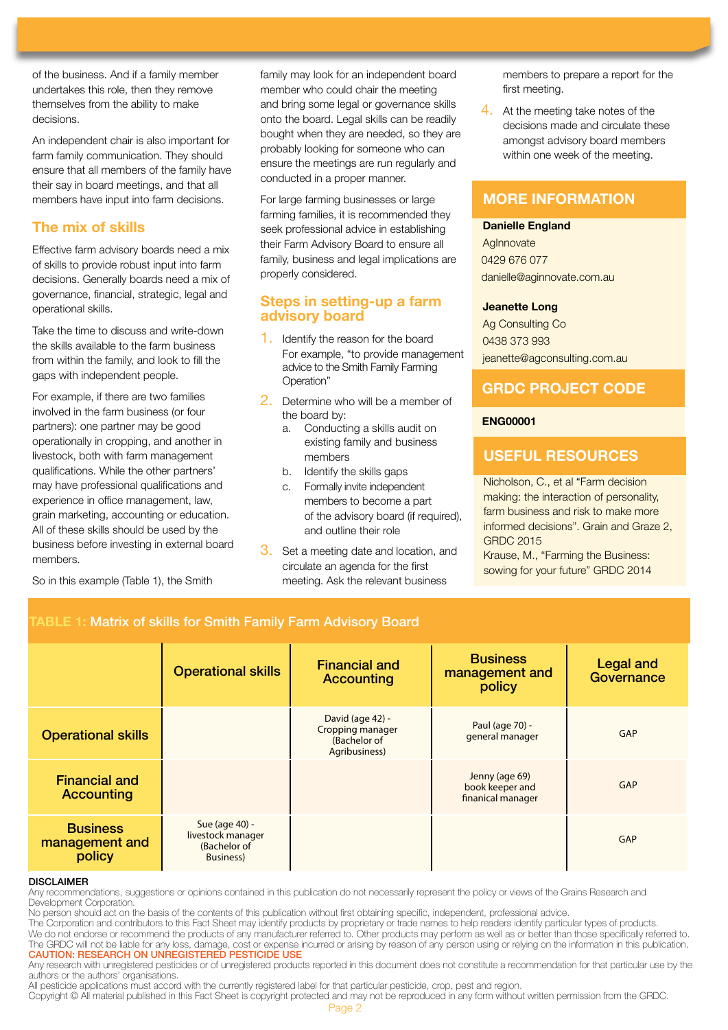of the business. And if a family member undertakes this role, then they remove themselves from the ability to make decisions.

An independent chair is also important for farm family communication. They should ensure that all members of the family have their say in board meetings, and that all members have input into farm decisions.

## The mix of skills

Effective farm advisory boards need a mix of skills to provide robust input into farm decisions. Generally boards need a mix of governance, financial, strategic, legal and operational skills.

Take the time to discuss and write-down the skills available to the farm business from within the family, and look to fill the gaps with independent people.

For example, if there are two families involved in the farm business (or four partners): one partner may be good operationally in cropping, and another in livestock, both with farm management qualifications. While the other partners' may have professional qualifications and experience in office management, law, grain marketing, accounting or education. All of these skills should be used by the business before investing in external board members.

So in this example (Table 1), the Smith family may look for an independent board member who could chair the meeting and bring some legal or governance skills onto the board. Legal skills can be readily bought when they are needed, so they are probably looking for someone who can ensure the meetings are run regularly and conducted in a proper manner.

For large farming businesses or large farming families, it is recommended they seek professional advice in establishing their Farm Advisory Board to ensure all family, business and legal implications are properly considered.

## Steps in setting-up a farm advisory board

1. Identify the reason for the board For example, "to provide management advice to the Smith Family Farming Operation"
2. Determine who will be a member of the board by:
   a. Conducting a skills audit on existing family and business members
   b. Identify the skills gaps
   c. Formally invite independent members to become a part of the advisory board (if required), and outline their role
3. Set a meeting date and location, and circulate an agenda for the first meeting. Ask the relevant business members to prepare a report for the first meeting.
4. At the meeting take notes of the decisions made and circulate these amongst advisory board members within one week of the meeting.

## MORE INFORMATION

**Danielle England**
AgInnovate
0429 676 077
danielle@aginnovate.com.au

**Jeanette Long**
Ag Consulting Co
0438 373 993
jeanette@agconsulting.com.au

## GRDC PROJECT CODE

**ENG00001**

## USEFUL RESOURCES

Nicholson, C., et al "Farm decision making: the interaction of personality, farm business and risk to make more informed decisions". Grain and Graze 2, GRDC 2015

Krause, M., "Farming the Business: sowing for your future" GRDC 2014

**TABLE 1:** Matrix of skills for Smith Family Farm Advisory Board

| | Operational skills | Financial and Accounting | Business management and policy | Legal and Governance |
|---|---|---|---|---|
| **Operational skills** | | David (age 42) - Cropping manager (Bachelor of Agribusiness) | Paul (age 70) - general manager | GAP |
| **Financial and Accounting** | | | Jenny (age 69) book keeper and finanical manager | GAP |
| **Business management and policy** | Sue (age 40) - livestock manager (Bachelor of Business) | | | GAP |

**DISCLAIMER**

Any recommendations, suggestions or opinions contained in this publication do not necessarily represent the policy or views of the Grains Research and Development Corporation.

No person should act on the basis of the contents of this publication without first obtaining specific, independent, professional advice.

The Corporation and contributors to this Fact Sheet may identify products by proprietary or trade names to help readers identify particular types of products.

We do not endorse or recommend the products of any manufacturer referred to. Other products may perform as well as or better than those specifically referred to.

The GRDC will not be liable for any loss, damage, cost or expense incurred or arising by reason of any person using or relying on the information in this publication.

**CAUTION: RESEARCH ON UNREGISTERED PESTICIDE USE**

Any research with unregistered pesticides or of unregistered products reported in this document does not constitute a recommendation for that particular use by the authors or the authors' organisations.

All pesticide applications must accord with the currently registered label for that particular pesticide, crop, pest and region.

Copyright © All material published in this Fact Sheet is copyright protected and may not be reproduced in any form without written permission from the GRDC.